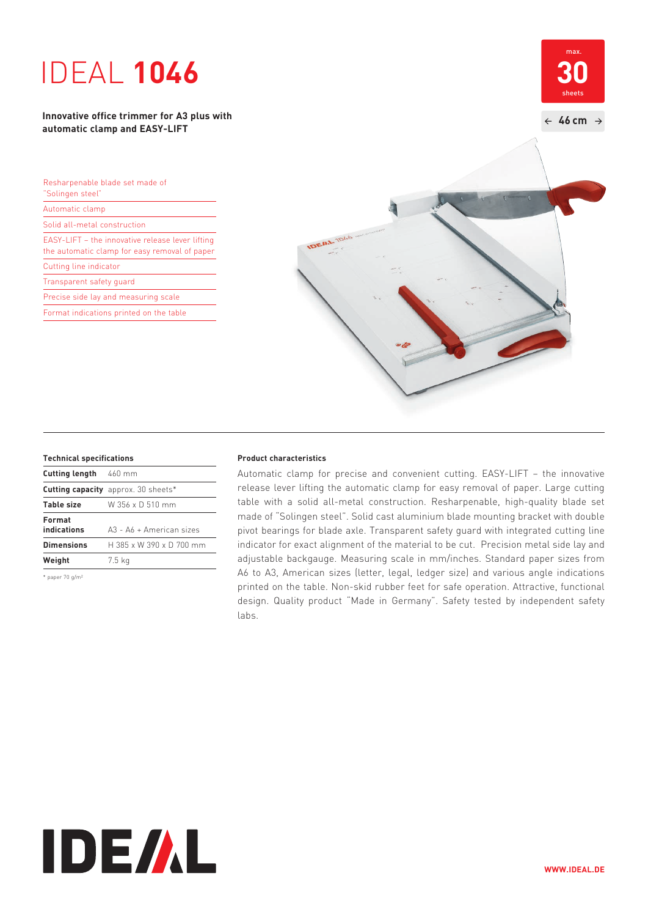# IDEAL **1046**

**Innovative office trimmer for A3 plus with automatic clamp and EASY-LIFT**

max. **30** sheets

← **46 cm** →

- Resharpenable blade set made of "Solingen steel"
- Automatic clamp
- Solid all-metal construction
- EASY-LIFT – the innovative release lever lifting the automatic clamp for easy removal of paper
- Cutting line indicator
- Transparent safety guard
- Precise side lay and measuring scale
- Format indications printed on the table

### Technical specifications

| | |
|---|---|
| **Cutting length** | 460 mm |
| **Cutting capacity** | approx. 30 sheets* |
| **Table size** | W 356 x D 510 mm |
| **Format indications** | A3 - A6 + American sizes |
| **Dimensions** | H 385 x W 390 x D 700 mm |
| **Weight** | 7.5 kg |

* paper 70 g/m²

### Product characteristics

Automatic clamp for precise and convenient cutting. EASY-LIFT – the innovative release lever lifting the automatic clamp for easy removal of paper. Large cutting table with a solid all-metal construction. Resharpenable, high-quality blade set made of "Solingen steel". Solid cast aluminium blade mounting bracket with double pivot bearings for blade axle. Transparent safety guard with integrated cutting line indicator for exact alignment of the material to be cut. Precision metal side lay and adjustable backgauge. Measuring scale in mm/inches. Standard paper sizes from A6 to A3, American sizes (letter, legal, ledger size) and various angle indications printed on the table. Non-skid rubber feet for safe operation. Attractive, functional design. Quality product "Made in Germany". Safety tested by independent safety labs.

IDEAL

**WWW.IDEAL.DE**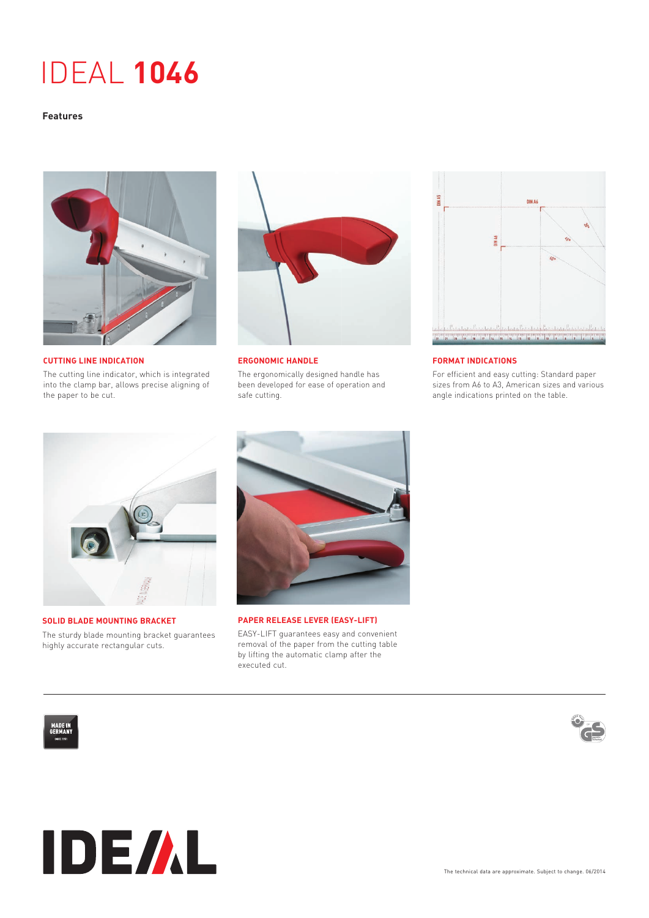# IDEAL **1046**

**Features**

### CUTTING LINE INDICATION

The cutting line indicator, which is integrated into the clamp bar, allows precise aligning of the paper to be cut.

### ERGONOMIC HANDLE

The ergonomically designed handle has been developed for ease of operation and safe cutting.

### FORMAT INDICATIONS

For efficient and easy cutting: Standard paper sizes from A6 to A3, American sizes and various angle indications printed on the table.

### SOLID BLADE MOUNTING BRACKET

The sturdy blade mounting bracket guarantees highly accurate rectangular cuts.

### PAPER RELEASE LEVER (EASY-LIFT)

EASY-LIFT guarantees easy and convenient removal of the paper from the cutting table by lifting the automatic clamp after the executed cut.

MADE IN GERMANY SINCE 1951

IDEAL

The technical data are approximate. Subject to change. 06/2014